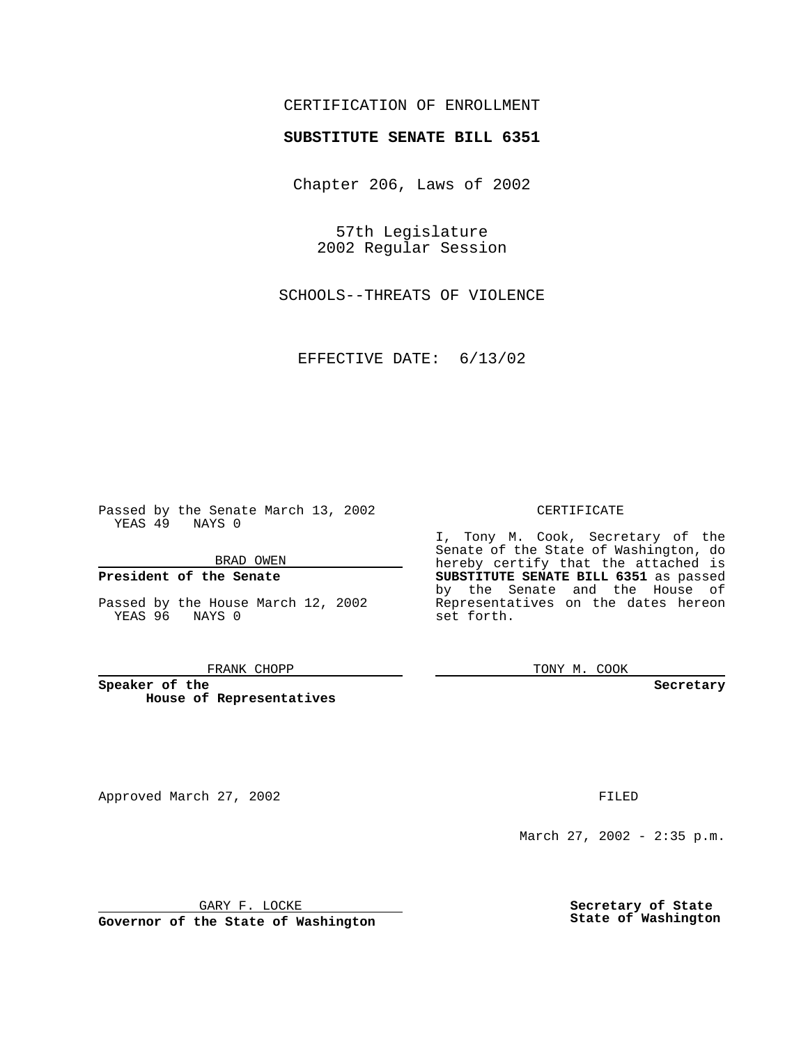CERTIFICATION OF ENROLLMENT

**SUBSTITUTE SENATE BILL 6351**

Chapter 206, Laws of 2002

57th Legislature
2002 Regular Session

SCHOOLS--THREATS OF VIOLENCE

EFFECTIVE DATE: 6/13/02

Passed by the Senate March 13, 2002
YEAS 49 NAYS 0

BRAD OWEN

**President of the Senate**

Passed by the House March 12, 2002
YEAS 96 NAYS 0

FRANK CHOPP

**Speaker of the House of Representatives**

CERTIFICATE

I, Tony M. Cook, Secretary of the Senate of the State of Washington, do hereby certify that the attached is **SUBSTITUTE SENATE BILL 6351** as passed by the Senate and the House of Representatives on the dates hereon set forth.

TONY M. COOK

**Secretary**

Approved March 27, 2002

GARY F. LOCKE

**Governor of the State of Washington**

FILED

March 27, 2002 - 2:35 p.m.

**Secretary of State**
**State of Washington**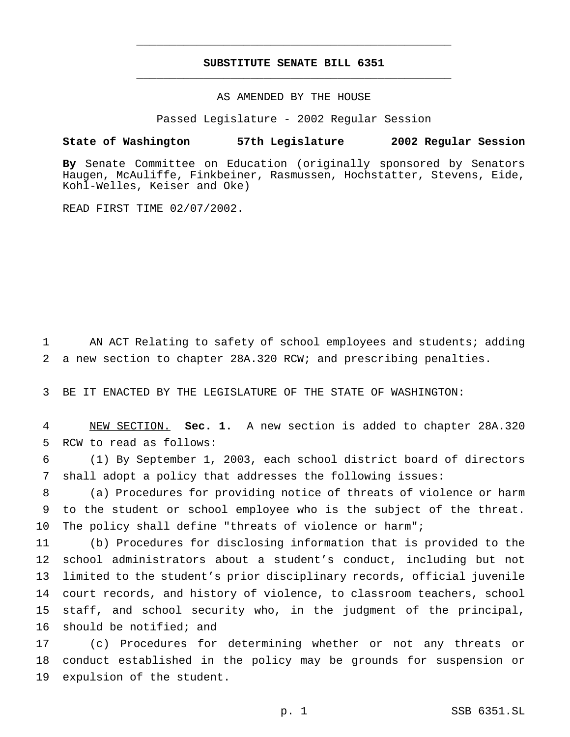# SUBSTITUTE SENATE BILL 6351

AS AMENDED BY THE HOUSE

Passed Legislature - 2002 Regular Session

**State of Washington 57th Legislature 2002 Regular Session**

**By** Senate Committee on Education (originally sponsored by Senators Haugen, McAuliffe, Finkbeiner, Rasmussen, Hochstatter, Stevens, Eide, Kohl-Welles, Keiser and Oke)

READ FIRST TIME 02/07/2002.

AN ACT Relating to safety of school employees and students; adding a new section to chapter 28A.320 RCW; and prescribing penalties.

BE IT ENACTED BY THE LEGISLATURE OF THE STATE OF WASHINGTON:

NEW SECTION. **Sec. 1.** A new section is added to chapter 28A.320 RCW to read as follows:

(1) By September 1, 2003, each school district board of directors shall adopt a policy that addresses the following issues:

(a) Procedures for providing notice of threats of violence or harm to the student or school employee who is the subject of the threat. The policy shall define "threats of violence or harm";

(b) Procedures for disclosing information that is provided to the school administrators about a student's conduct, including but not limited to the student's prior disciplinary records, official juvenile court records, and history of violence, to classroom teachers, school staff, and school security who, in the judgment of the principal, should be notified; and

(c) Procedures for determining whether or not any threats or conduct established in the policy may be grounds for suspension or expulsion of the student.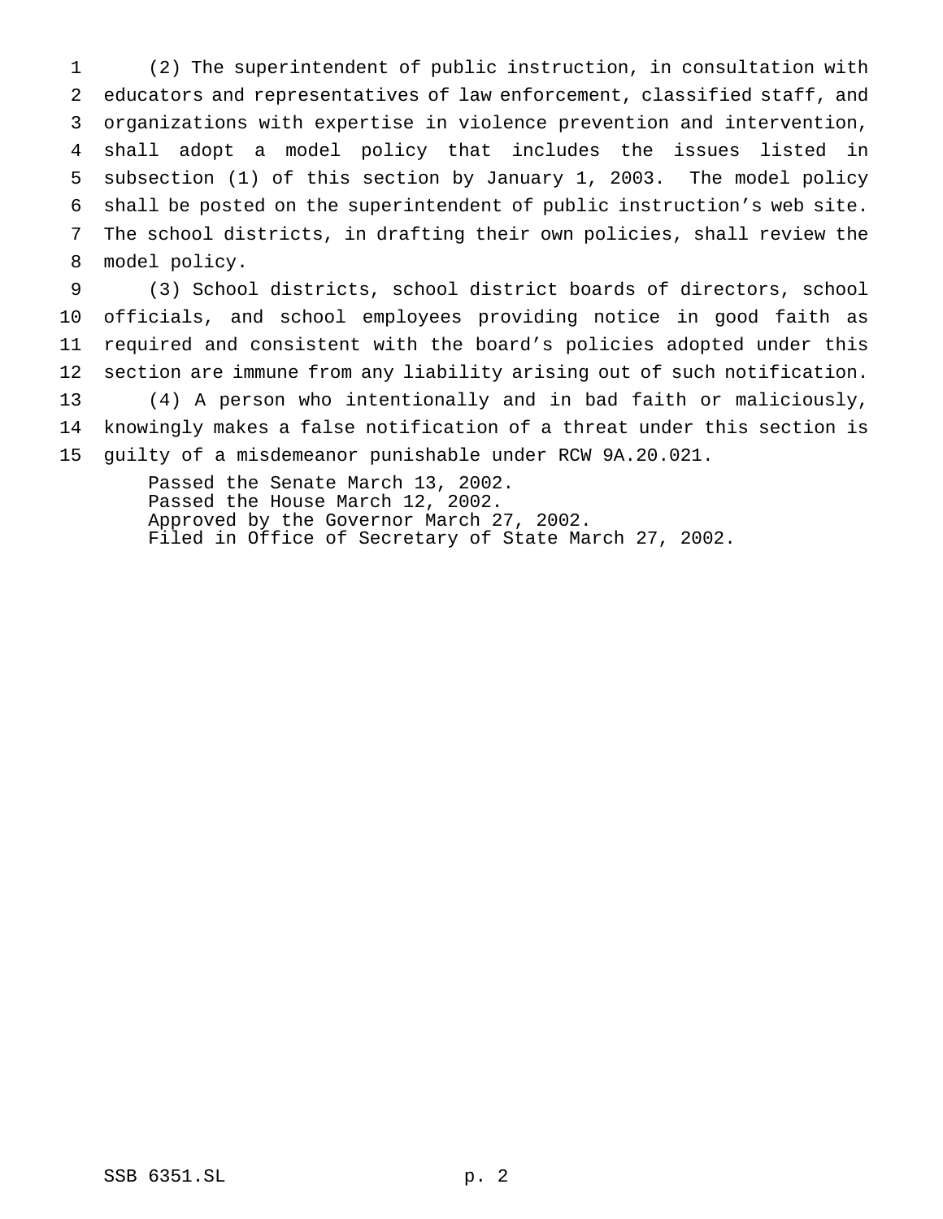(2) The superintendent of public instruction, in consultation with educators and representatives of law enforcement, classified staff, and organizations with expertise in violence prevention and intervention, shall adopt a model policy that includes the issues listed in subsection (1) of this section by January 1, 2003. The model policy shall be posted on the superintendent of public instruction's web site. The school districts, in drafting their own policies, shall review the model policy.

(3) School districts, school district boards of directors, school officials, and school employees providing notice in good faith as required and consistent with the board's policies adopted under this section are immune from any liability arising out of such notification.

(4) A person who intentionally and in bad faith or maliciously, knowingly makes a false notification of a threat under this section is guilty of a misdemeanor punishable under RCW 9A.20.021.

Passed the Senate March 13, 2002.
Passed the House March 12, 2002.
Approved by the Governor March 27, 2002.
Filed in Office of Secretary of State March 27, 2002.